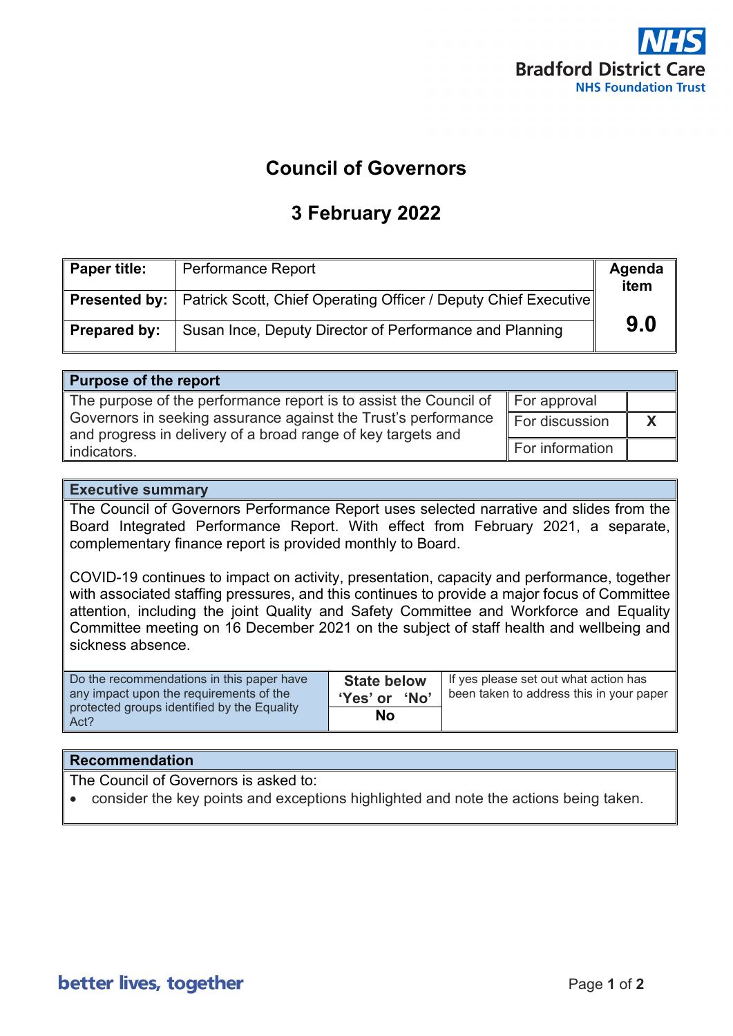Bradford District Care NHS Foundation Trust

# Council of Governors

## 3 February 2022

| Paper title: | Performance Report | Agenda item |
|---|---|---|
| Presented by: | Patrick Scott, Chief Operating Officer / Deputy Chief Executive | |
| Prepared by: | Susan Ince, Deputy Director of Performance and Planning | 9.0 |

| Purpose of the report | | |
|---|---|---|
| The purpose of the performance report is to assist the Council of Governors in seeking assurance against the Trust's performance and progress in delivery of a broad range of key targets and indicators. | For approval | |
| | For discussion | X |
| | For information | |

**Executive summary**

The Council of Governors Performance Report uses selected narrative and slides from the Board Integrated Performance Report. With effect from February 2021, a separate, complementary finance report is provided monthly to Board.

COVID-19 continues to impact on activity, presentation, capacity and performance, together with associated staffing pressures, and this continues to provide a major focus of Committee attention, including the joint Quality and Safety Committee and Workforce and Equality Committee meeting on 16 December 2021 on the subject of staff health and wellbeing and sickness absence.

| Do the recommendations in this paper have any impact upon the requirements of the protected groups identified by the Equality Act? | State below 'Yes' or 'No' | If yes please set out what action has been taken to address this in your paper |
|---|---|---|
| | No | |

**Recommendation**

The Council of Governors is asked to:

- consider the key points and exceptions highlighted and note the actions being taken.

better lives, together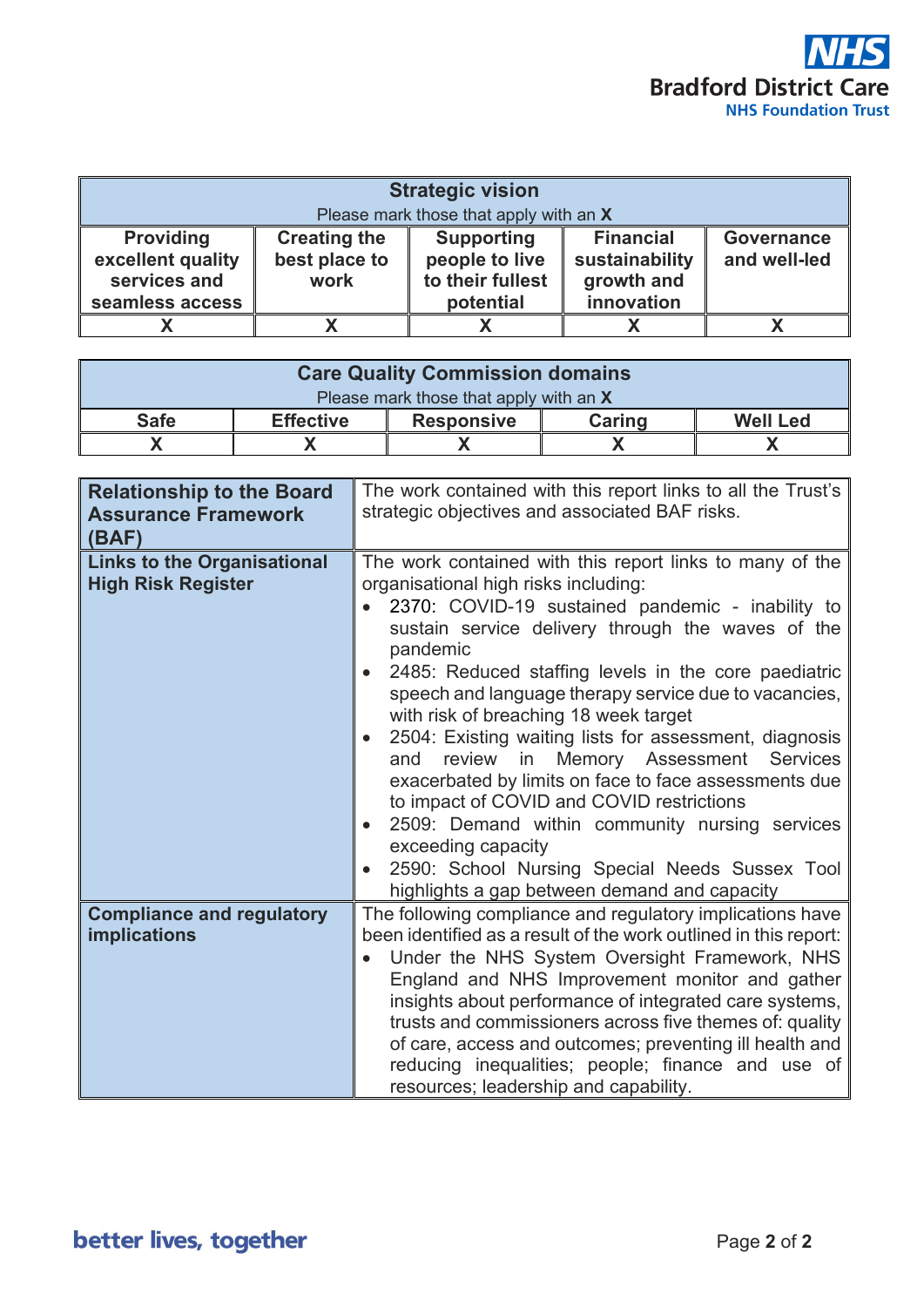| Strategic vision<br>Please mark those that apply with an **X** | | | | |
|---|---|---|---|---|
| **Providing excellent quality services and seamless access** | **Creating the best place to work** | **Supporting people to live to their fullest potential** | **Financial sustainability growth and innovation** | **Governance and well-led** |
| X | X | X | X | X |

| Care Quality Commission domains<br>Please mark those that apply with an **X** | | | | |
|---|---|---|---|---|
| **Safe** | **Effective** | **Responsive** | **Caring** | **Well Led** |
| X | X | X | X | X |

| | |
|---|---|
| **Relationship to the Board Assurance Framework (BAF)** | The work contained with this report links to all the Trust's strategic objectives and associated BAF risks. |
| **Links to the Organisational High Risk Register** | The work contained with this report links to many of the organisational high risks including:<br>• 2370: COVID-19 sustained pandemic - inability to sustain service delivery through the waves of the pandemic<br>• 2485: Reduced staffing levels in the core paediatric speech and language therapy service due to vacancies, with risk of breaching 18 week target<br>• 2504: Existing waiting lists for assessment, diagnosis and review in Memory Assessment Services exacerbated by limits on face to face assessments due to impact of COVID and COVID restrictions<br>• 2509: Demand within community nursing services exceeding capacity<br>• 2590: School Nursing Special Needs Sussex Tool highlights a gap between demand and capacity |
| **Compliance and regulatory implications** | The following compliance and regulatory implications have been identified as a result of the work outlined in this report:<br>• Under the NHS System Oversight Framework, NHS England and NHS Improvement monitor and gather insights about performance of integrated care systems, trusts and commissioners across five themes of: quality of care, access and outcomes; preventing ill health and reducing inequalities; people; finance and use of resources; leadership and capability. |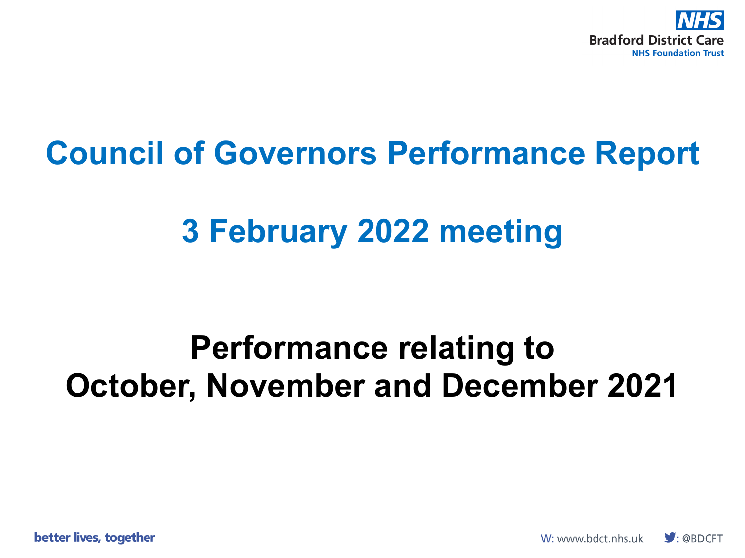# Council of Governors Performance Report

## 3 February 2022 meeting

**Performance relating to October, November and December 2021**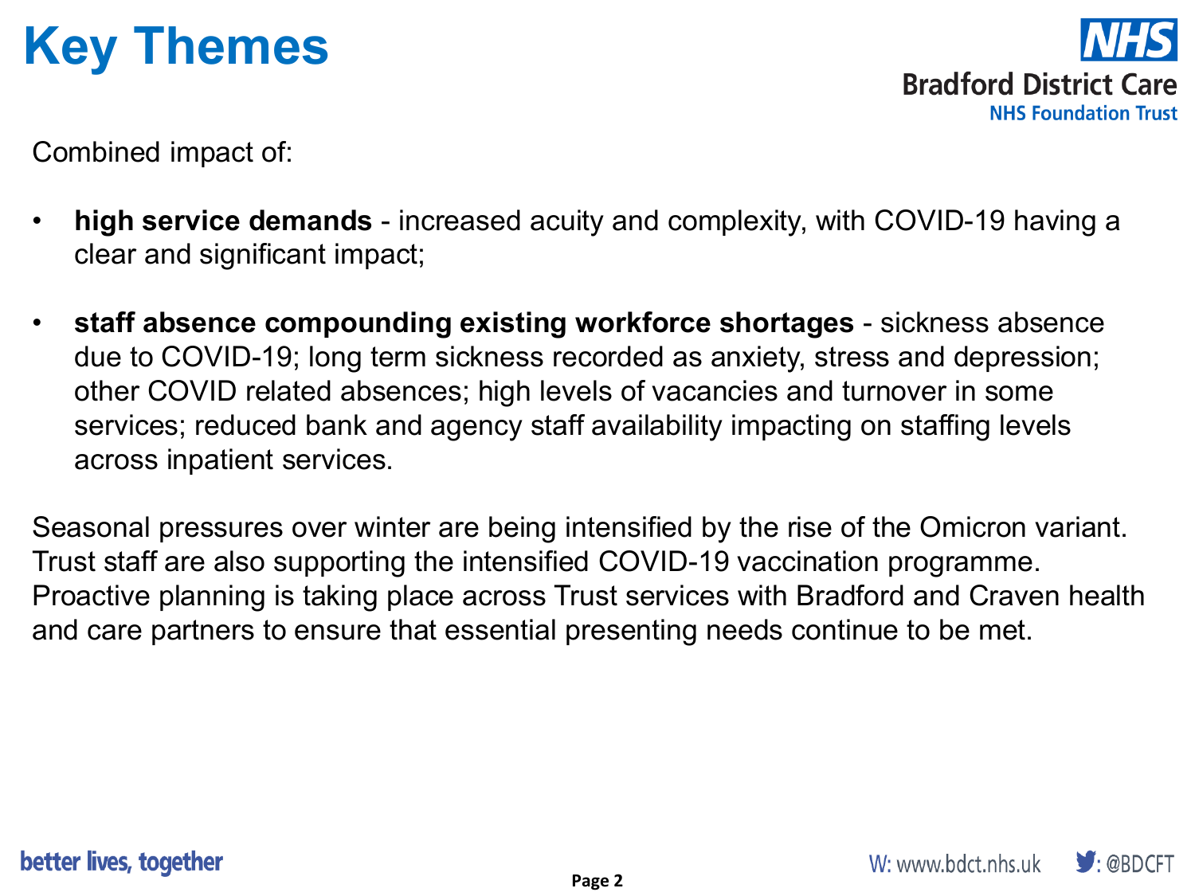# Key Themes

Combined impact of:

- **high service demands** - increased acuity and complexity, with COVID-19 having a clear and significant impact;

- **staff absence compounding existing workforce shortages** - sickness absence due to COVID-19; long term sickness recorded as anxiety, stress and depression; other COVID related absences; high levels of vacancies and turnover in some services; reduced bank and agency staff availability impacting on staffing levels across inpatient services.

Seasonal pressures over winter are being intensified by the rise of the Omicron variant. Trust staff are also supporting the intensified COVID-19 vaccination programme. Proactive planning is taking place across Trust services with Bradford and Craven health and care partners to ensure that essential presenting needs continue to be met.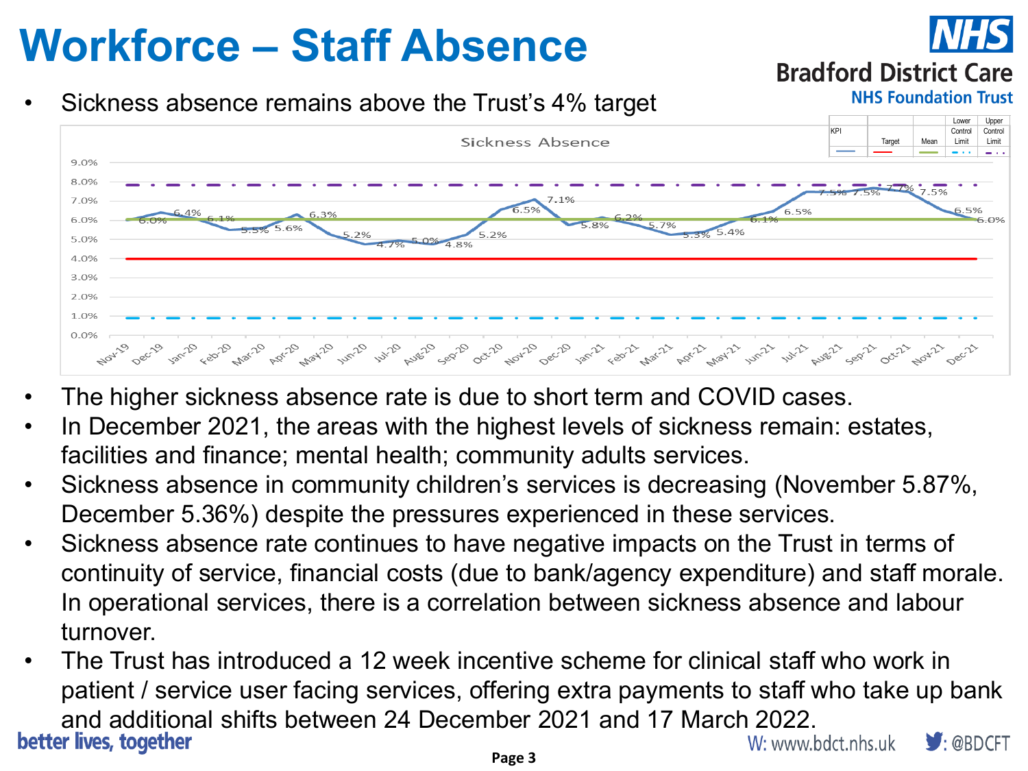# Workforce – Staff Absence

- Sickness absence remains above the Trust's 4% target

Sickness Absence

| KPI | Target | Mean | Lower Control Limit | Upper Control Limit |
|---|---|---|---|---|

| Month | Nov-19 | Dec-19 | Jan-20 | Feb-20 | Mar-20 | Apr-20 | May-20 | Jun-20 | Jul-20 | Aug-20 | Sep-20 | Oct-20 | Nov-20 | Dec-20 | Jan-21 | Feb-21 | Mar-21 | Apr-21 | May-21 | Jun-21 | Jul-21 | Aug-21 | Sep-21 | Oct-21 | Nov-21 | Dec-21 |
|---|---|---|---|---|---|---|---|---|---|---|---|---|---|---|---|---|---|---|---|---|---|---|---|---|---|---|
| Sickness Absence | 6.0% | 6.4% | 6.1% | 5.5% | 5.6% | 6.3% | 5.2% | 4.7% | 5.0% | 4.8% | 5.2% | 6.5% | 7.1% | 5.8% | 6.2% | 5.7% | 5.3% | 5.4% | 6.1% | 6.5% | 7.5% | 7.5% | 7.7% | 7.5% | 6.5% | 6.0% |

- The higher sickness absence rate is due to short term and COVID cases.
- In December 2021, the areas with the highest levels of sickness remain: estates, facilities and finance; mental health; community adults services.
- Sickness absence in community children's services is decreasing (November 5.87%, December 5.36%) despite the pressures experienced in these services.
- Sickness absence rate continues to have negative impacts on the Trust in terms of continuity of service, financial costs (due to bank/agency expenditure) and staff morale. In operational services, there is a correlation between sickness absence and labour turnover.
- The Trust has introduced a 12 week incentive scheme for clinical staff who work in patient / service user facing services, offering extra payments to staff who take up bank and additional shifts between 24 December 2021 and 17 March 2022.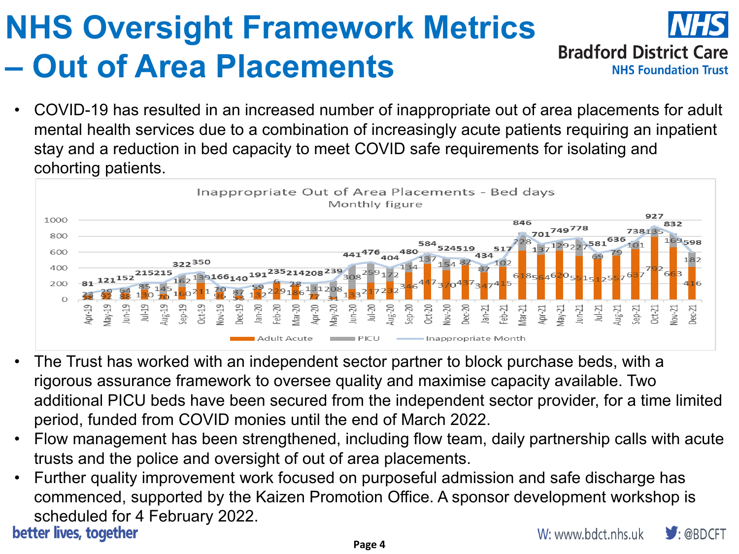# NHS Oversight Framework Metrics – Out of Area Placements

- COVID-19 has resulted in an increased number of inappropriate out of area placements for adult mental health services due to a combination of increasingly acute patients requiring an inpatient stay and a reduction in bed capacity to meet COVID safe requirements for isolating and cohorting patients.

**Inappropriate Out of Area Placements - Bed days**
Monthly figure

| Month | Adult Acute | PICU | Inappropriate Month |
|---|---|---|---|
| Apr-19 | 58 | 23 | 81 |
| May-19 | 92 | 29 | 121 |
| Jun-19 | 88 | 64 | 152 |
| Jul-19 | 130 | 85 | 215 |
| Aug-19 | 70 | 145 | 215 |
| Sep-19 | 160 | 162 | 322 |
| Oct-19 | 211 | 139 | 350 |
| Nov-19 | 96 | 70 | 166 |
| Dec-19 | 53 | 87 | 140 |
| Jan-20 | 132 | 59 | 191 |
| Feb-20 | 229 | 6 | 235 |
| Mar-20 | 186 | 28 | 214 |
| Apr-20 | 77 | 131 | 208 |
| May-20 | 31 | 208 | 239 |
| Jun-20 | 133 | 308 | 441 |
| Jul-20 | 217 | 259 | 476 |
| Aug-20 | 232 | 172 | 404 |
| Sep-20 | 346 | 134 | 480 |
| Oct-20 | 447 | 137 | 584 |
| Nov-20 | 370 | 154 | 524 |
| Dec-20 | 437 | 82 | 519 |
| Jan-21 | 347 | 87 | 434 |
| Feb-21 | 415 | 102 | 517 |
| Mar-21 | 618 | 228 | 846 |
| Apr-21 | 564 | 137 | 701 |
| May-21 | 620 | 129 | 749 |
| Jun-21 | 551 | 227 | 778 |
| Jul-21 | 512 | 69 | 581 |
| Aug-21 | 557 | 79 | 636 |
| Sep-21 | 637 | 101 | 738 |
| Oct-21 | 792 | 135 | 927 |
| Nov-21 | 663 | 169 | 832 |
| Dec-21 | 416 | 182 | 598 |

- The Trust has worked with an independent sector partner to block purchase beds, with a rigorous assurance framework to oversee quality and maximise capacity available. Two additional PICU beds have been secured from the independent sector provider, for a time limited period, funded from COVID monies until the end of March 2022.
- Flow management has been strengthened, including flow team, daily partnership calls with acute trusts and the police and oversight of out of area placements.
- Further quality improvement work focused on purposeful admission and safe discharge has commenced, supported by the Kaizen Promotion Office. A sponsor development workshop is scheduled for 4 February 2022.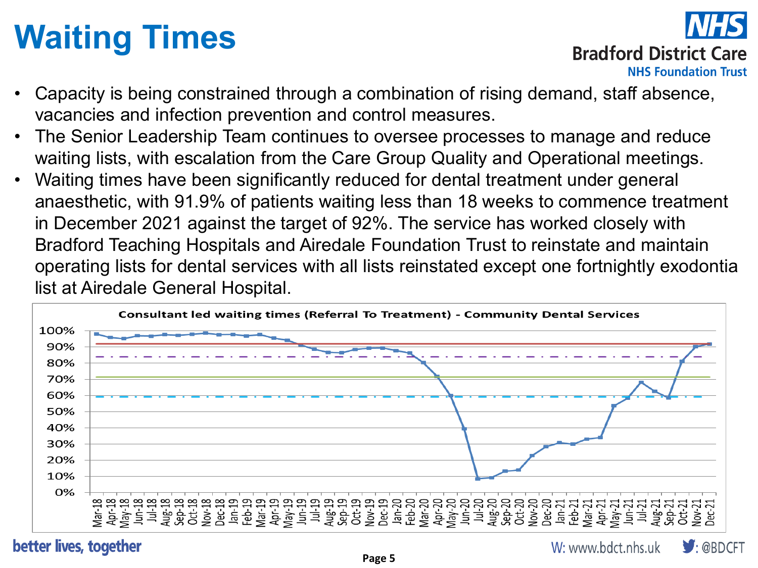# Waiting Times

- Capacity is being constrained through a combination of rising demand, staff absence, vacancies and infection prevention and control measures.
- The Senior Leadership Team continues to oversee processes to manage and reduce waiting lists, with escalation from the Care Group Quality and Operational meetings.
- Waiting times have been significantly reduced for dental treatment under general anaesthetic, with 91.9% of patients waiting less than 18 weeks to commence treatment in December 2021 against the target of 92%. The service has worked closely with Bradford Teaching Hospitals and Airedale Foundation Trust to reinstate and maintain operating lists for dental services with all lists reinstated except one fortnightly exodontia list at Airedale General Hospital.

**Consultant led waiting times (Referral To Treatment) - Community Dental Services**

better lives, together

W: www.bdct.nhs.uk : @BDCFT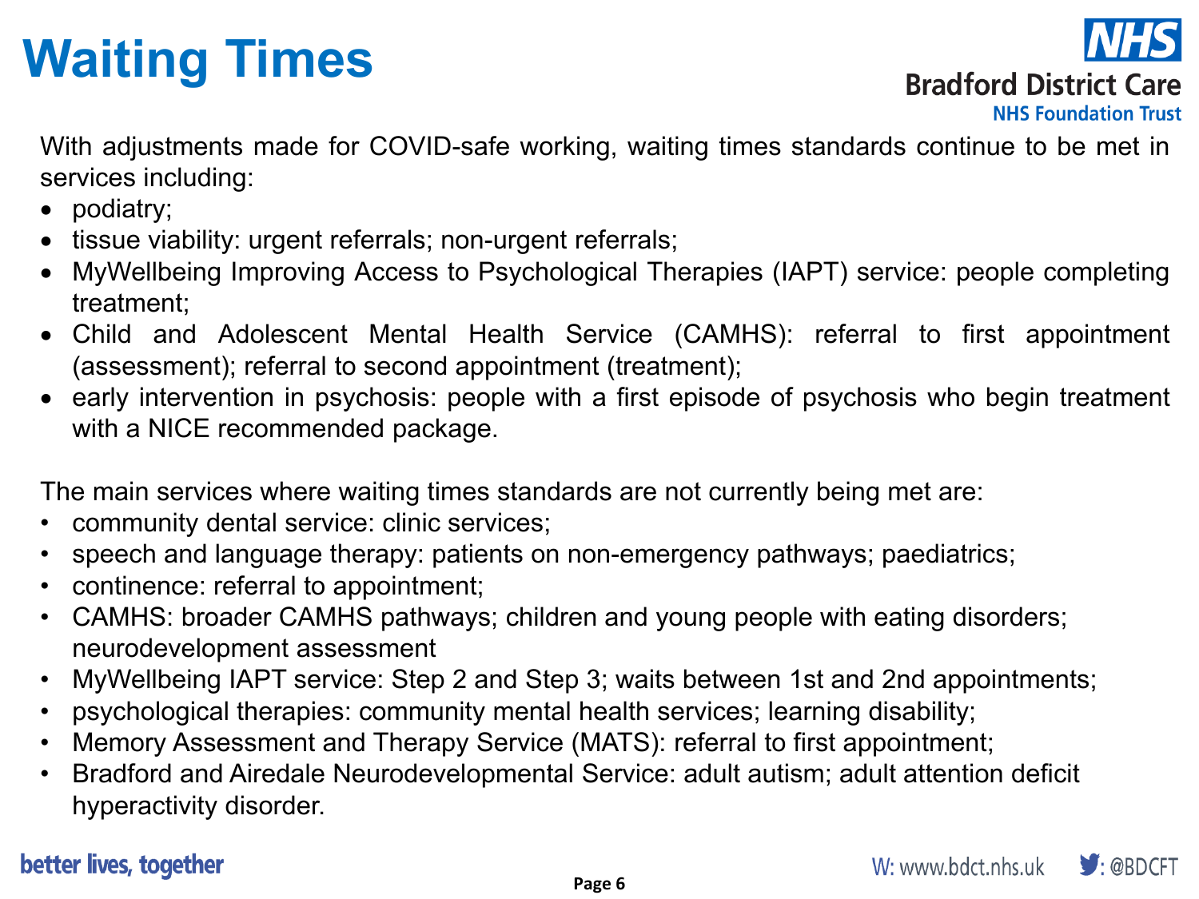# Waiting Times

With adjustments made for COVID-safe working, waiting times standards continue to be met in services including:

- podiatry;
- tissue viability: urgent referrals; non-urgent referrals;
- MyWellbeing Improving Access to Psychological Therapies (IAPT) service: people completing treatment;
- Child and Adolescent Mental Health Service (CAMHS): referral to first appointment (assessment); referral to second appointment (treatment);
- early intervention in psychosis: people with a first episode of psychosis who begin treatment with a NICE recommended package.

The main services where waiting times standards are not currently being met are:

- community dental service: clinic services;
- speech and language therapy: patients on non-emergency pathways; paediatrics;
- continence: referral to appointment;
- CAMHS: broader CAMHS pathways; children and young people with eating disorders; neurodevelopment assessment
- MyWellbeing IAPT service: Step 2 and Step 3; waits between 1st and 2nd appointments;
- psychological therapies: community mental health services; learning disability;
- Memory Assessment and Therapy Service (MATS): referral to first appointment;
- Bradford and Airedale Neurodevelopmental Service: adult autism; adult attention deficit hyperactivity disorder.